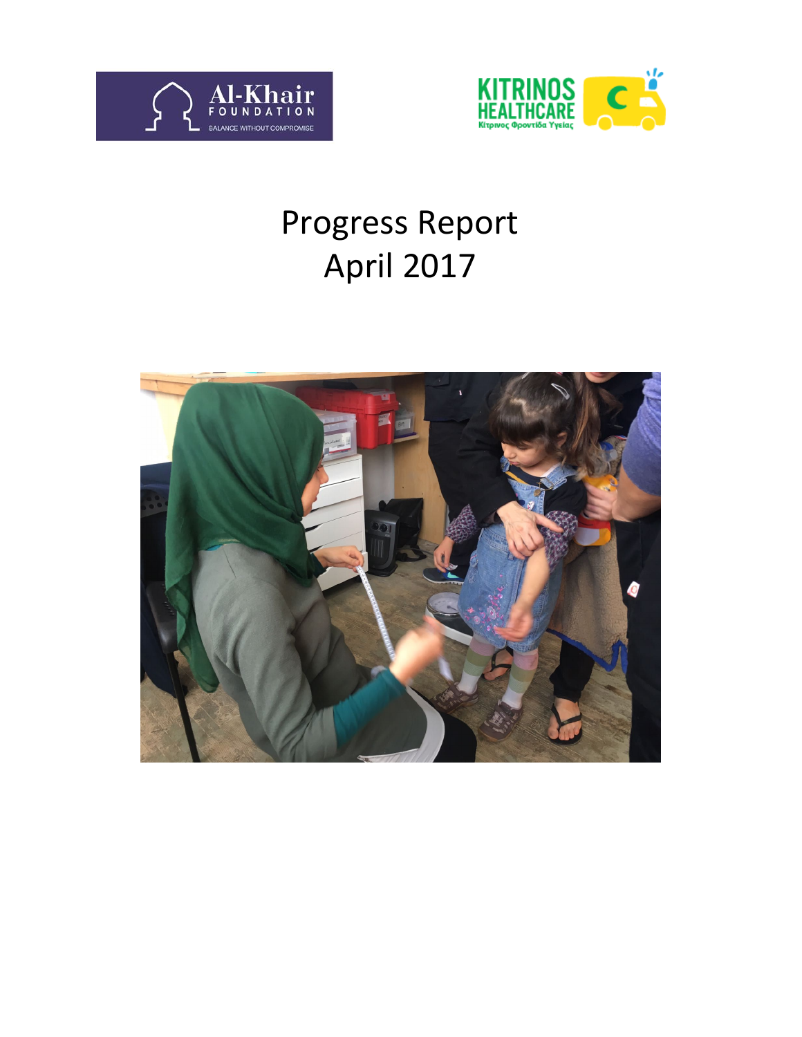# Progress Report
# April 2017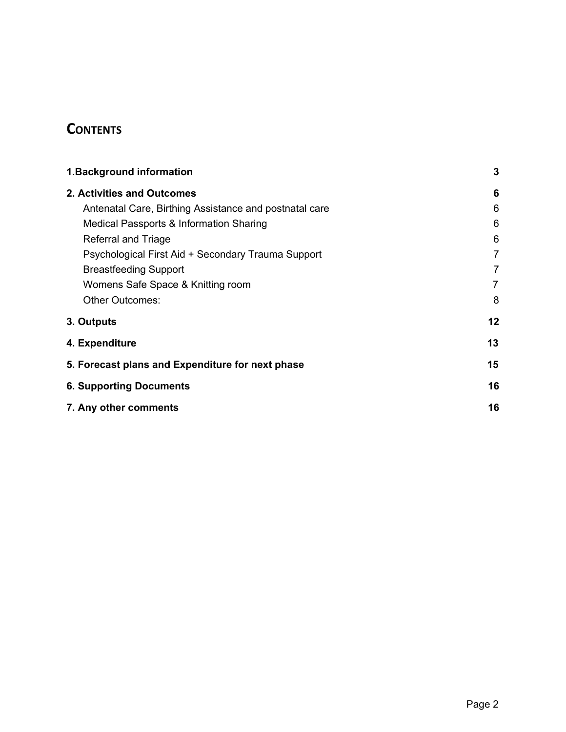# Contents

| | |
|---|---|
| **1.Background information** | **3** |
| **2. Activities and Outcomes** | **6** |
| Antenatal Care, Birthing Assistance and postnatal care | 6 |
| Medical Passports & Information Sharing | 6 |
| Referral and Triage | 6 |
| Psychological First Aid + Secondary Trauma Support | 7 |
| Breastfeeding Support | 7 |
| Womens Safe Space & Knitting room | 7 |
| Other Outcomes: | 8 |
| **3. Outputs** | **12** |
| **4. Expenditure** | **13** |
| **5. Forecast plans and Expenditure for next phase** | **15** |
| **6. Supporting Documents** | **16** |
| **7. Any other comments** | **16** |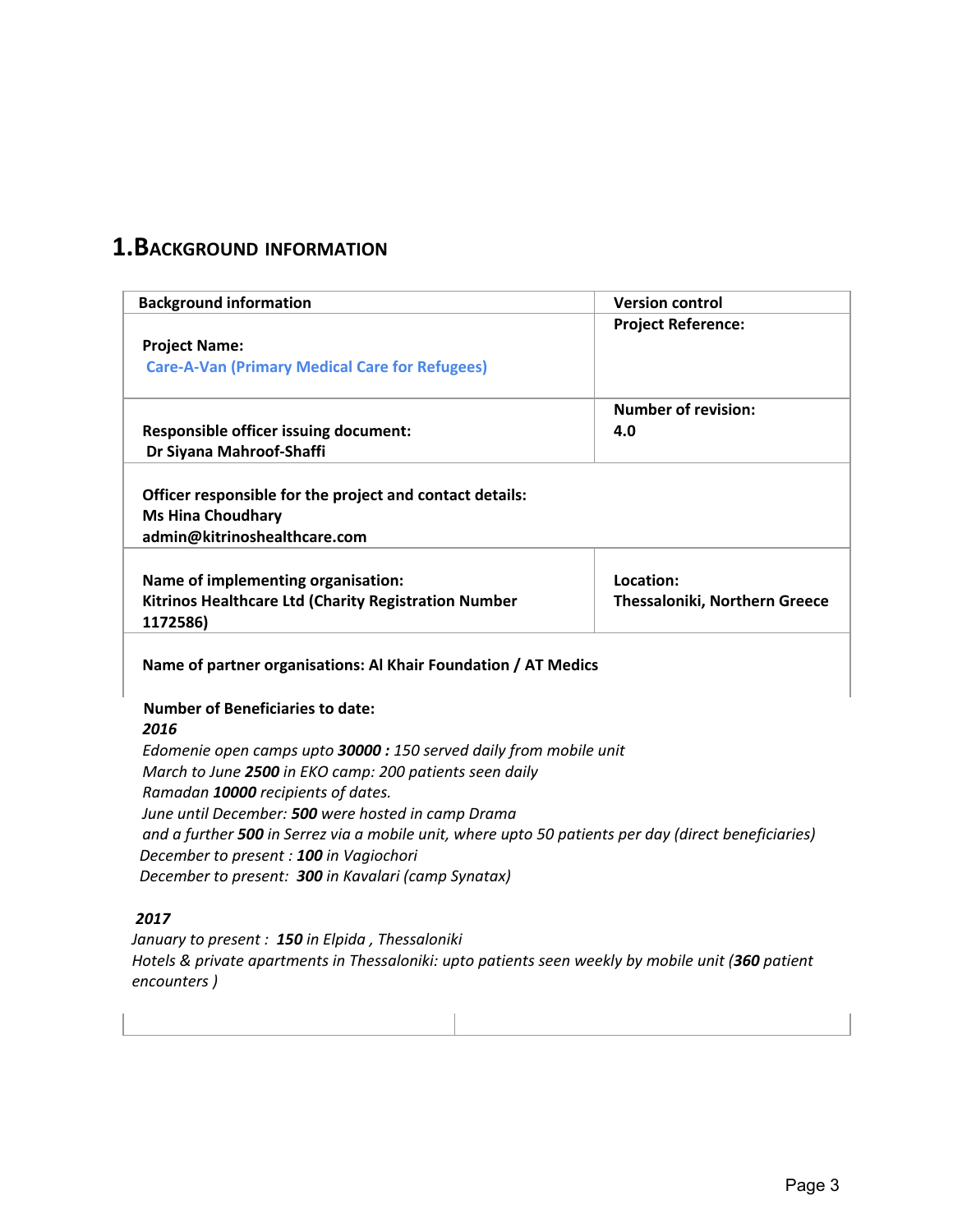# 1. Background information

| Background information | Version control |
|---|---|
| **Project Name:** Care-A-Van (Primary Medical Care for Refugees) | **Project Reference:** |
| **Responsible officer issuing document:** Dr Siyana Mahroof-Shaffi | **Number of revision:** 4.0 |
| **Officer responsible for the project and contact details:** Ms Hina Choudhary admin@kitrinoshealthcare.com | |
| **Name of implementing organisation:** Kitrinos Healthcare Ltd (Charity Registration Number 1172586) | **Location:** Thessaloniki, Northern Greece |
| **Name of partner organisations: Al Khair Foundation / AT Medics** | |

**Number of Beneficiaries to date:**

***2016***

*Edomenie open camps upto* ***30000 :*** *150 served daily from mobile unit*
*March to June* ***2500*** *in EKO camp: 200 patients seen daily*
*Ramadan* ***10000*** *recipients of dates.*
*June until December:* ***500*** *were hosted in camp Drama*
*and a further* ***500*** *in Serrez via a mobile unit, where upto 50 patients per day (direct beneficiaries)*
*December to present :* ***100*** *in Vagiochori*
*December to present:* ***300*** *in Kavalari (camp Synatax)*

***2017***

*January to present :* ***150*** *in Elpida , Thessaloniki*
*Hotels & private apartments in Thessaloniki: upto patients seen weekly by mobile unit (****360*** *patient encounters )*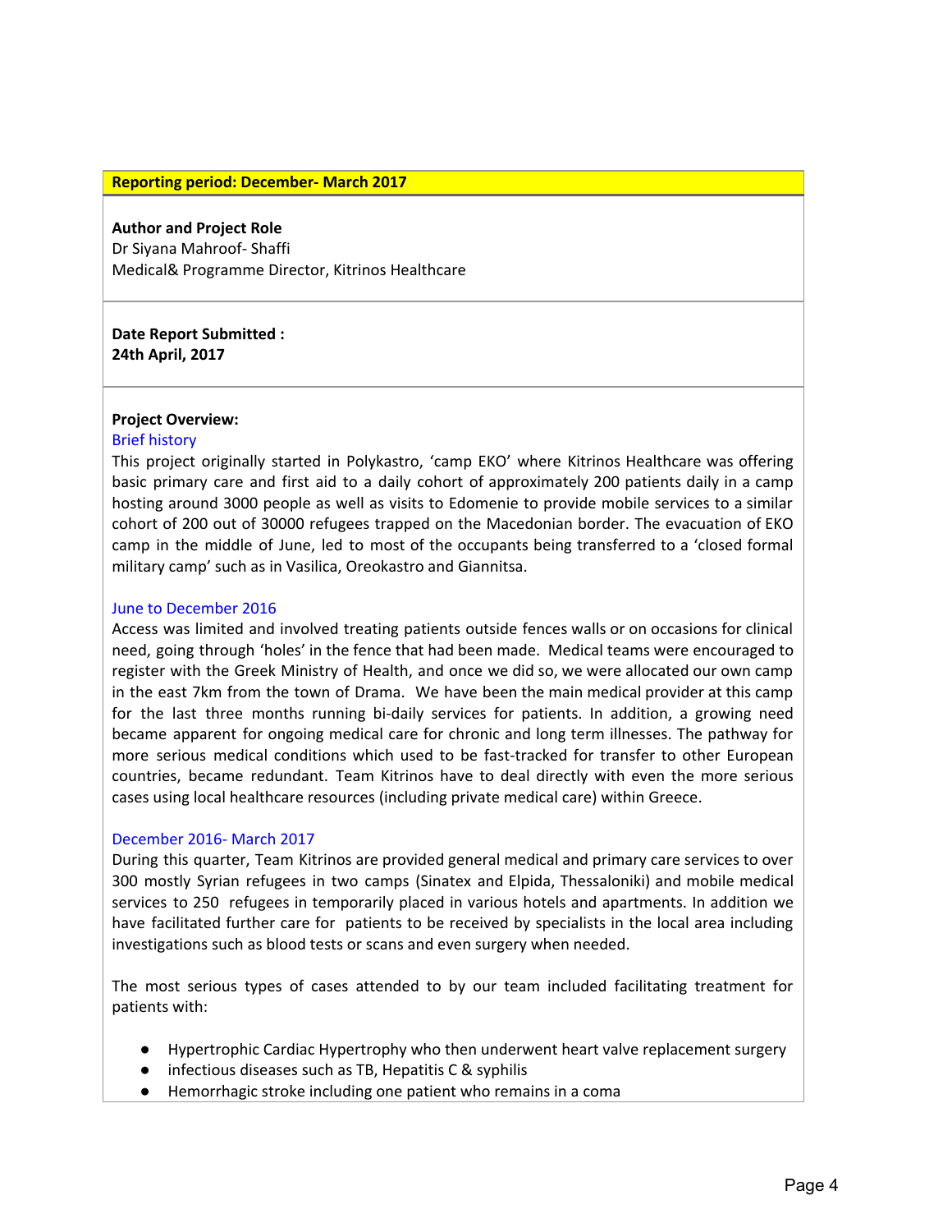**Reporting period: December- March 2017**

**Author and Project Role**
Dr Siyana Mahroof- Shaffi
Medical& Programme Director, Kitrinos Healthcare

**Date Report Submitted :**
**24th April, 2017**

**Project Overview:**

### Brief history

This project originally started in Polykastro, 'camp EKO' where Kitrinos Healthcare was offering basic primary care and first aid to a daily cohort of approximately 200 patients daily in a camp hosting around 3000 people as well as visits to Edomenie to provide mobile services to a similar cohort of 200 out of 30000 refugees trapped on the Macedonian border. The evacuation of EKO camp in the middle of June, led to most of the occupants being transferred to a 'closed formal military camp' such as in Vasilica, Oreokastro and Giannitsa.

### June to December 2016

Access was limited and involved treating patients outside fences walls or on occasions for clinical need, going through 'holes' in the fence that had been made. Medical teams were encouraged to register with the Greek Ministry of Health, and once we did so, we were allocated our own camp in the east 7km from the town of Drama. We have been the main medical provider at this camp for the last three months running bi-daily services for patients. In addition, a growing need became apparent for ongoing medical care for chronic and long term illnesses. The pathway for more serious medical conditions which used to be fast-tracked for transfer to other European countries, became redundant. Team Kitrinos have to deal directly with even the more serious cases using local healthcare resources (including private medical care) within Greece.

### December 2016- March 2017

During this quarter, Team Kitrinos are provided general medical and primary care services to over 300 mostly Syrian refugees in two camps (Sinatex and Elpida, Thessaloniki) and mobile medical services to 250 refugees in temporarily placed in various hotels and apartments. In addition we have facilitated further care for patients to be received by specialists in the local area including investigations such as blood tests or scans and even surgery when needed.

The most serious types of cases attended to by our team included facilitating treatment for patients with:

- Hypertrophic Cardiac Hypertrophy who then underwent heart valve replacement surgery
- infectious diseases such as TB, Hepatitis C & syphilis
- Hemorrhagic stroke including one patient who remains in a coma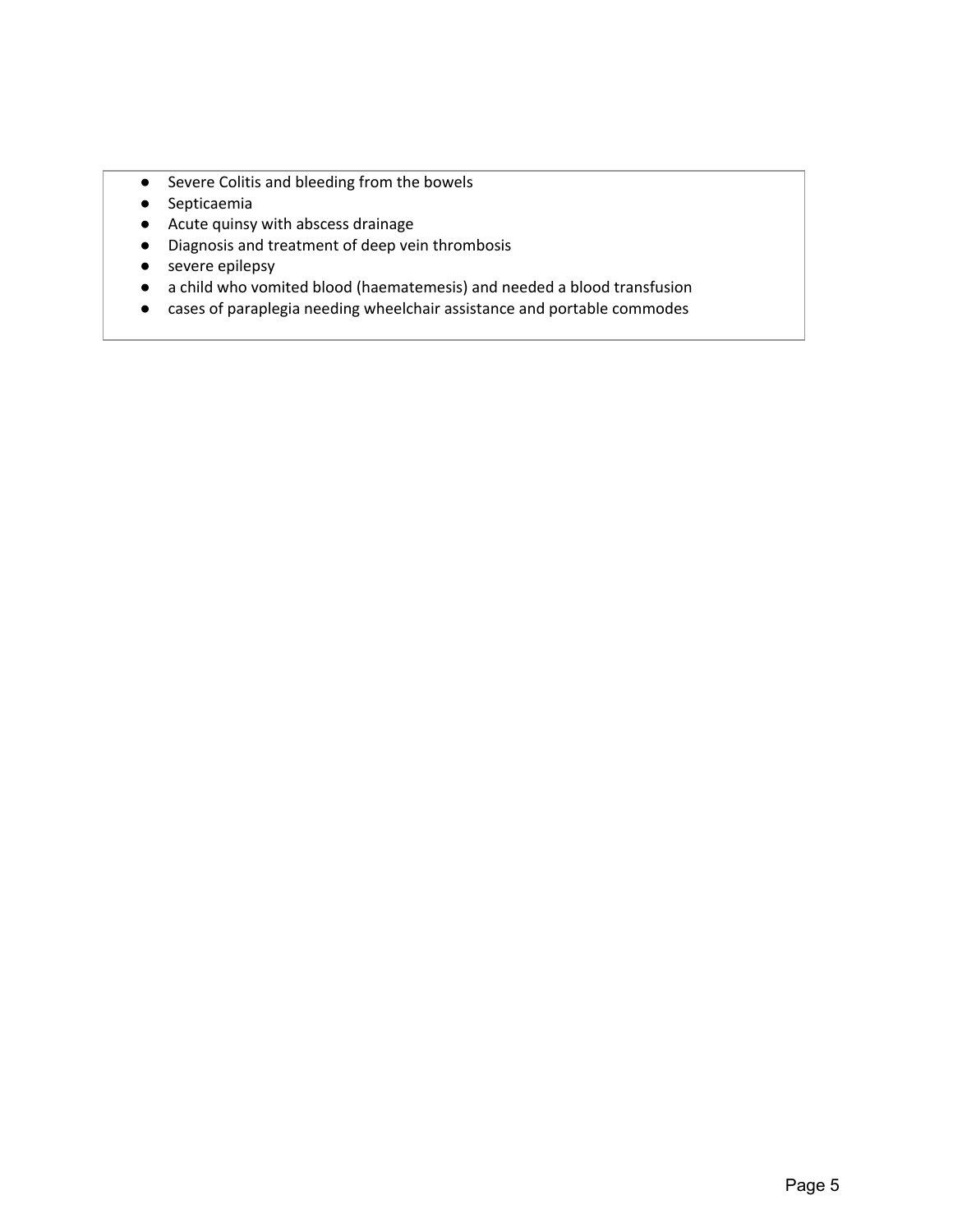- Severe Colitis and bleeding from the bowels
- Septicaemia
- Acute quinsy with abscess drainage
- Diagnosis and treatment of deep vein thrombosis
- severe epilepsy
- a child who vomited blood (haematemesis) and needed a blood transfusion
- cases of paraplegia needing wheelchair assistance and portable commodes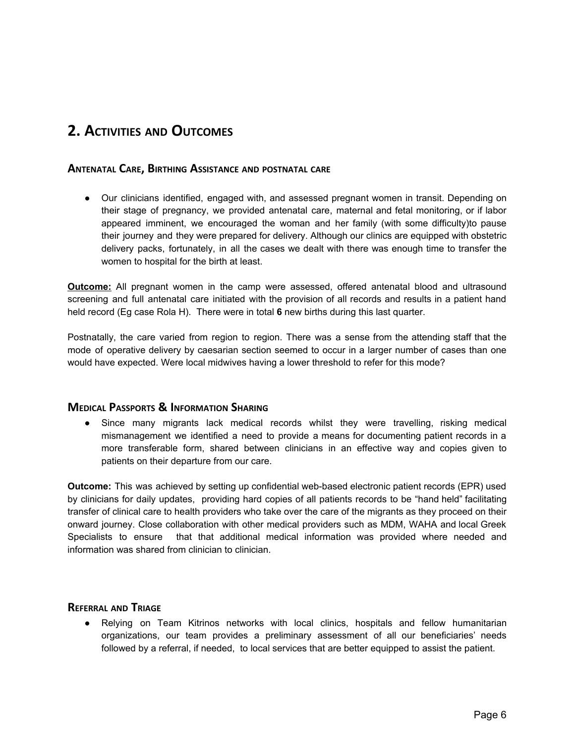## 2. Activities and Outcomes

### Antenatal Care, Birthing Assistance and postnatal care

- Our clinicians identified, engaged with, and assessed pregnant women in transit. Depending on their stage of pregnancy, we provided antenatal care, maternal and fetal monitoring, or if labor appeared imminent, we encouraged the woman and her family (with some difficulty)to pause their journey and they were prepared for delivery. Although our clinics are equipped with obstetric delivery packs, fortunately, in all the cases we dealt with there was enough time to transfer the women to hospital for the birth at least.

**Outcome:** All pregnant women in the camp were assessed, offered antenatal blood and ultrasound screening and full antenatal care initiated with the provision of all records and results in a patient hand held record (Eg case Rola H). There were in total **6** new births during this last quarter.

Postnatally, the care varied from region to region. There was a sense from the attending staff that the mode of operative delivery by caesarian section seemed to occur in a larger number of cases than one would have expected. Were local midwives having a lower threshold to refer for this mode?

### Medical Passports & Information Sharing

- Since many migrants lack medical records whilst they were travelling, risking medical mismanagement we identified a need to provide a means for documenting patient records in a more transferable form, shared between clinicians in an effective way and copies given to patients on their departure from our care.

**Outcome:** This was achieved by setting up confidential web-based electronic patient records (EPR) used by clinicians for daily updates, providing hard copies of all patients records to be "hand held" facilitating transfer of clinical care to health providers who take over the care of the migrants as they proceed on their onward journey. Close collaboration with other medical providers such as MDM, WAHA and local Greek Specialists to ensure that that additional medical information was provided where needed and information was shared from clinician to clinician.

### Referral and Triage

- Relying on Team Kitrinos networks with local clinics, hospitals and fellow humanitarian organizations, our team provides a preliminary assessment of all our beneficiaries' needs followed by a referral, if needed, to local services that are better equipped to assist the patient.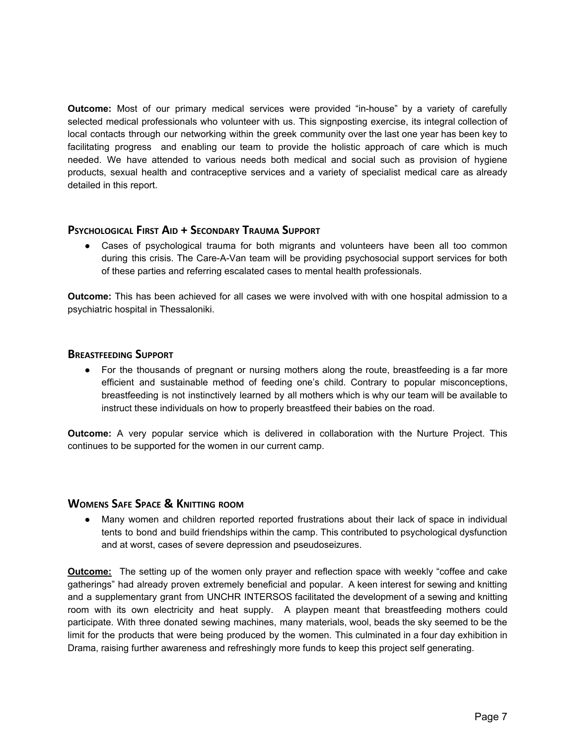**Outcome:** Most of our primary medical services were provided "in-house" by a variety of carefully selected medical professionals who volunteer with us. This signposting exercise, its integral collection of local contacts through our networking within the greek community over the last one year has been key to facilitating progress and enabling our team to provide the holistic approach of care which is much needed. We have attended to various needs both medical and social such as provision of hygiene products, sexual health and contraceptive services and a variety of specialist medical care as already detailed in this report.

### Psychological First Aid + Secondary Trauma Support

- Cases of psychological trauma for both migrants and volunteers have been all too common during this crisis. The Care-A-Van team will be providing psychosocial support services for both of these parties and referring escalated cases to mental health professionals.

**Outcome:** This has been achieved for all cases we were involved with with one hospital admission to a psychiatric hospital in Thessaloniki.

### Breastfeeding Support

- For the thousands of pregnant or nursing mothers along the route, breastfeeding is a far more efficient and sustainable method of feeding one's child. Contrary to popular misconceptions, breastfeeding is not instinctively learned by all mothers which is why our team will be available to instruct these individuals on how to properly breastfeed their babies on the road.

**Outcome:** A very popular service which is delivered in collaboration with the Nurture Project. This continues to be supported for the women in our current camp.

### Womens Safe Space & Knitting room

- Many women and children reported reported frustrations about their lack of space in individual tents to bond and build friendships within the camp. This contributed to psychological dysfunction and at worst, cases of severe depression and pseudoseizures.

**Outcome:** The setting up of the women only prayer and reflection space with weekly "coffee and cake gatherings" had already proven extremely beneficial and popular. A keen interest for sewing and knitting and a supplementary grant from UNCHR INTERSOS facilitated the development of a sewing and knitting room with its own electricity and heat supply. A playpen meant that breastfeeding mothers could participate. With three donated sewing machines, many materials, wool, beads the sky seemed to be the limit for the products that were being produced by the women. This culminated in a four day exhibition in Drama, raising further awareness and refreshingly more funds to keep this project self generating.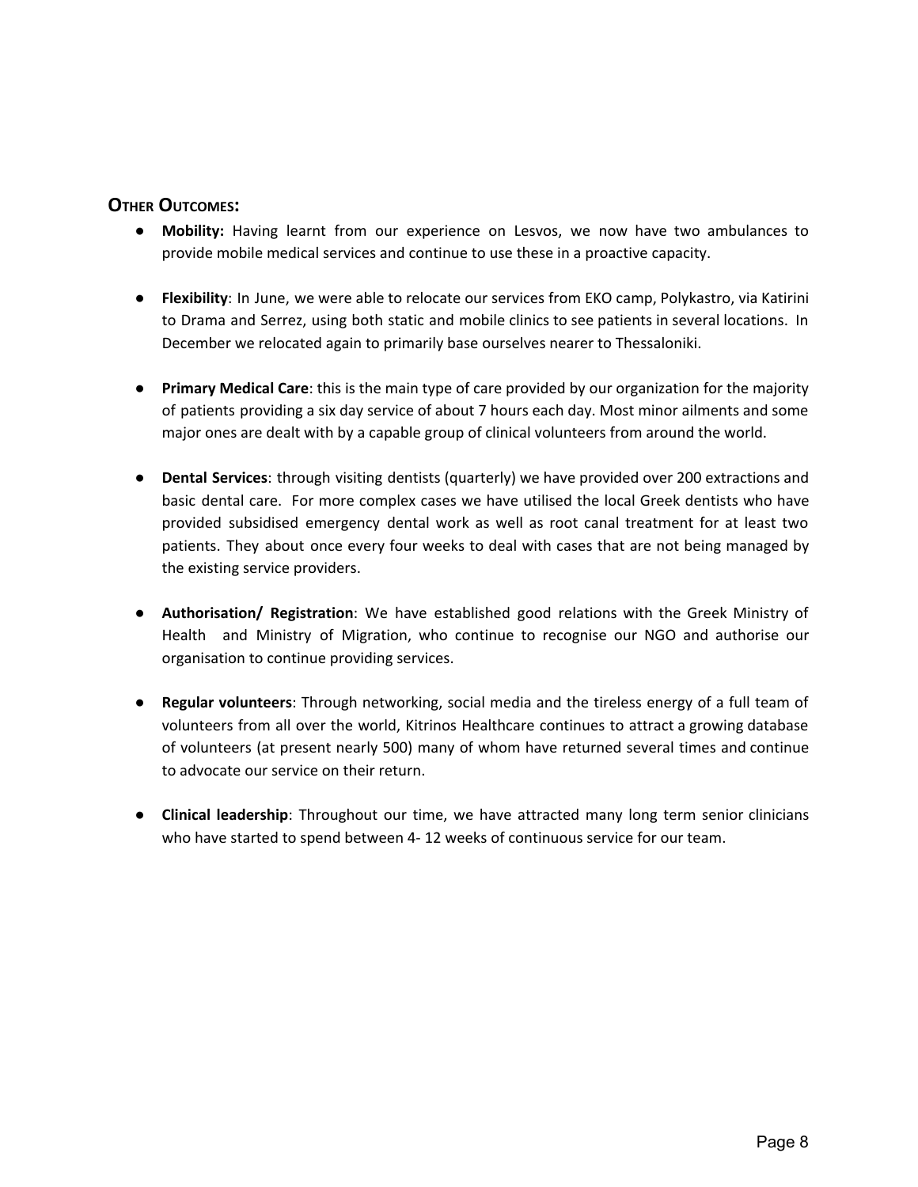## Other Outcomes:

- **Mobility:** Having learnt from our experience on Lesvos, we now have two ambulances to provide mobile medical services and continue to use these in a proactive capacity.

- **Flexibility**: In June, we were able to relocate our services from EKO camp, Polykastro, via Katirini to Drama and Serrez, using both static and mobile clinics to see patients in several locations. In December we relocated again to primarily base ourselves nearer to Thessaloniki.

- **Primary Medical Care**: this is the main type of care provided by our organization for the majority of patients providing a six day service of about 7 hours each day. Most minor ailments and some major ones are dealt with by a capable group of clinical volunteers from around the world.

- **Dental Services**: through visiting dentists (quarterly) we have provided over 200 extractions and basic dental care. For more complex cases we have utilised the local Greek dentists who have provided subsidised emergency dental work as well as root canal treatment for at least two patients. They about once every four weeks to deal with cases that are not being managed by the existing service providers.

- **Authorisation/ Registration**: We have established good relations with the Greek Ministry of Health and Ministry of Migration, who continue to recognise our NGO and authorise our organisation to continue providing services.

- **Regular volunteers**: Through networking, social media and the tireless energy of a full team of volunteers from all over the world, Kitrinos Healthcare continues to attract a growing database of volunteers (at present nearly 500) many of whom have returned several times and continue to advocate our service on their return.

- **Clinical leadership**: Throughout our time, we have attracted many long term senior clinicians who have started to spend between 4- 12 weeks of continuous service for our team.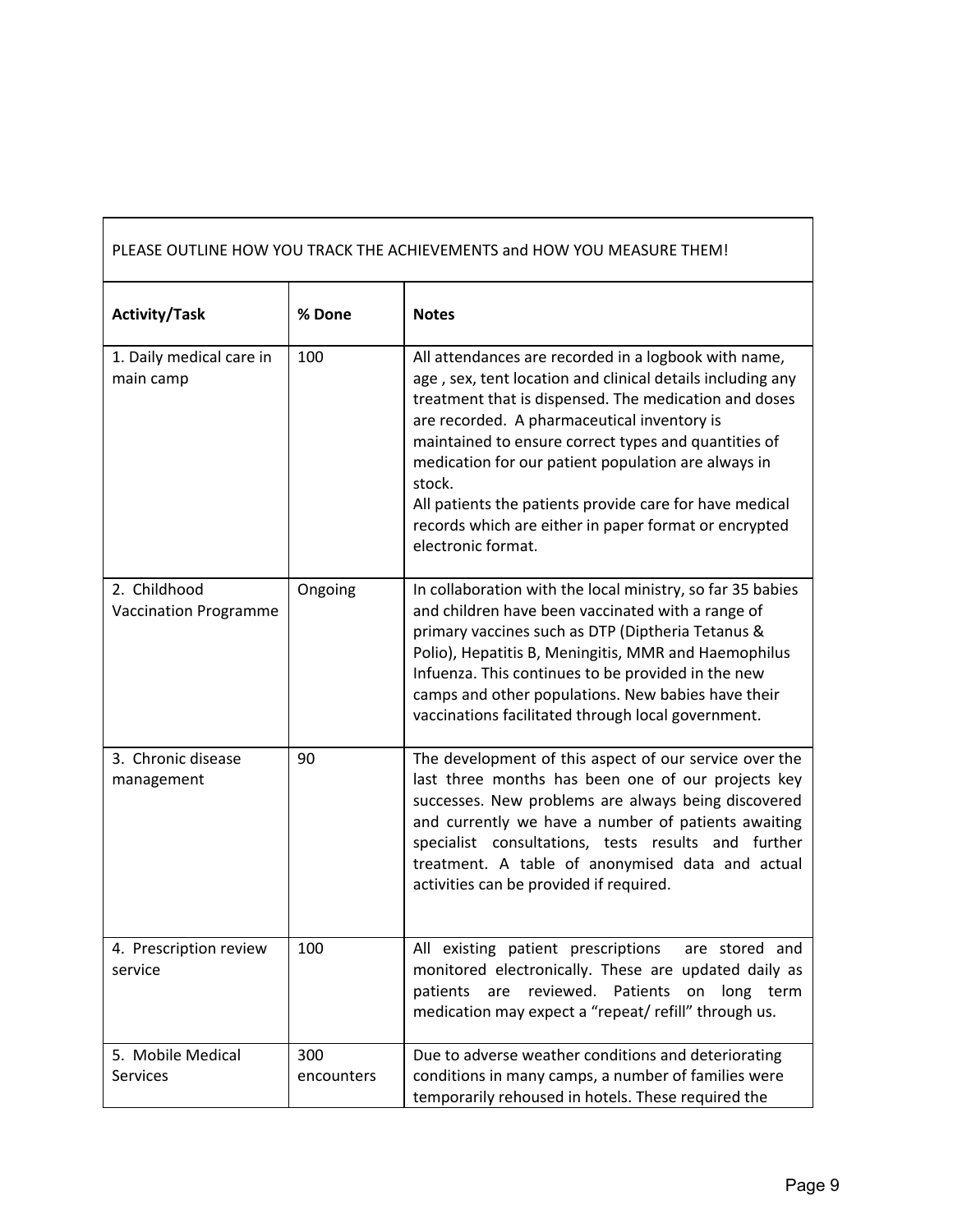| PLEASE OUTLINE HOW YOU TRACK THE ACHIEVEMENTS and HOW YOU MEASURE THEM! | | |
|---|---|---|
| **Activity/Task** | **% Done** | **Notes** |
| 1. Daily medical care in main camp | 100 | All attendances are recorded in a logbook with name, age , sex, tent location and clinical details including any treatment that is dispensed. The medication and doses are recorded. A pharmaceutical inventory is maintained to ensure correct types and quantities of medication for our patient population are always in stock.<br>All patients the patients provide care for have medical records which are either in paper format or encrypted electronic format. |
| 2. Childhood Vaccination Programme | Ongoing | In collaboration with the local ministry, so far 35 babies and children have been vaccinated with a range of primary vaccines such as DTP (Diptheria Tetanus & Polio), Hepatitis B, Meningitis, MMR and Haemophilus Infuenza. This continues to be provided in the new camps and other populations. New babies have their vaccinations facilitated through local government. |
| 3. Chronic disease management | 90 | The development of this aspect of our service over the last three months has been one of our projects key successes. New problems are always being discovered and currently we have a number of patients awaiting specialist consultations, tests results and further treatment. A table of anonymised data and actual activities can be provided if required. |
| 4. Prescription review service | 100 | All existing patient prescriptions are stored and monitored electronically. These are updated daily as patients are reviewed. Patients on long term medication may expect a "repeat/ refill" through us. |
| 5. Mobile Medical Services | 300 encounters | Due to adverse weather conditions and deteriorating conditions in many camps, a number of families were temporarily rehoused in hotels. These required the |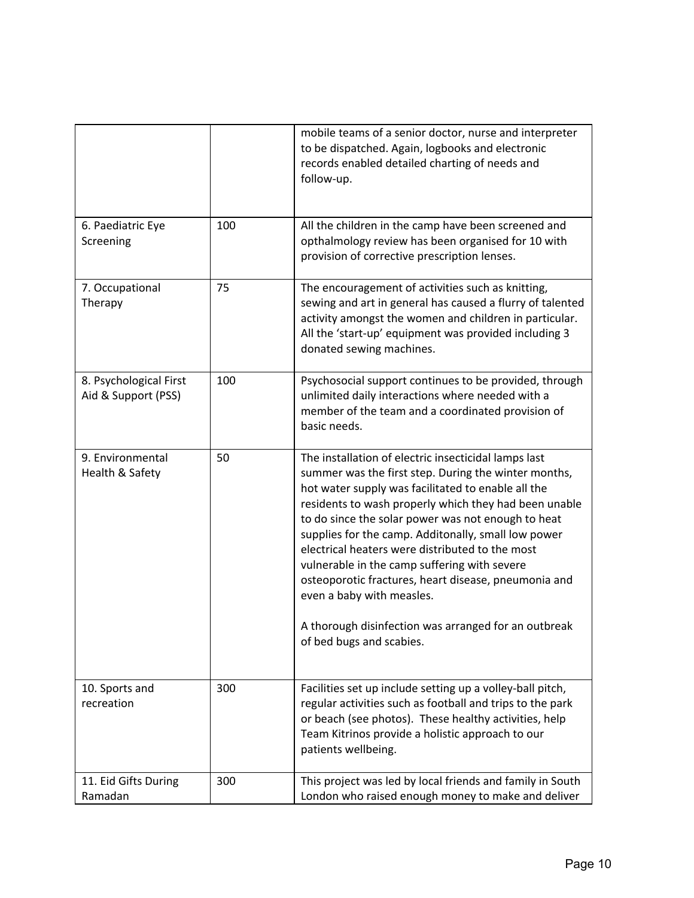| | | |
|---|---|---|
| | | mobile teams of a senior doctor, nurse and interpreter to be dispatched. Again, logbooks and electronic records enabled detailed charting of needs and follow-up. |
| 6. Paediatric Eye Screening | 100 | All the children in the camp have been screened and opthalmology review has been organised for 10 with provision of corrective prescription lenses. |
| 7. Occupational Therapy | 75 | The encouragement of activities such as knitting, sewing and art in general has caused a flurry of talented activity amongst the women and children in particular. All the 'start-up' equipment was provided including 3 donated sewing machines. |
| 8. Psychological First Aid & Support (PSS) | 100 | Psychosocial support continues to be provided, through unlimited daily interactions where needed with a member of the team and a coordinated provision of basic needs. |
| 9. Environmental Health & Safety | 50 | The installation of electric insecticidal lamps last summer was the first step. During the winter months, hot water supply was facilitated to enable all the residents to wash properly which they had been unable to do since the solar power was not enough to heat supplies for the camp. Additonally, small low power electrical heaters were distributed to the most vulnerable in the camp suffering with severe osteoporotic fractures, heart disease, pneumonia and even a baby with measles.<br><br>A thorough disinfection was arranged for an outbreak of bed bugs and scabies. |
| 10. Sports and recreation | 300 | Facilities set up include setting up a volley-ball pitch, regular activities such as football and trips to the park or beach (see photos). These healthy activities, help Team Kitrinos provide a holistic approach to our patients wellbeing. |
| 11. Eid Gifts During Ramadan | 300 | This project was led by local friends and family in South London who raised enough money to make and deliver |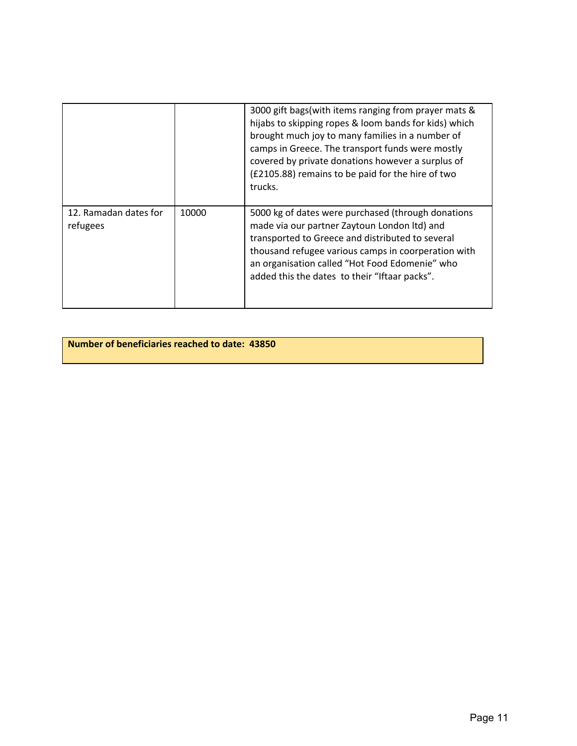| | | |
|---|---|---|
| | | 3000 gift bags(with items ranging from prayer mats & hijabs to skipping ropes & loom bands for kids) which brought much joy to many families in a number of camps in Greece. The transport funds were mostly covered by private donations however a surplus of (£2105.88) remains to be paid for the hire of two trucks. |
| 12. Ramadan dates for refugees | 10000 | 5000 kg of dates were purchased (through donations made via our partner Zaytoun London ltd) and transported to Greece and distributed to several thousand refugee various camps in coorperation with an organisation called "Hot Food Edomenie" who added this the dates to their "Iftaar packs". |

**Number of beneficiaries reached to date: 43850**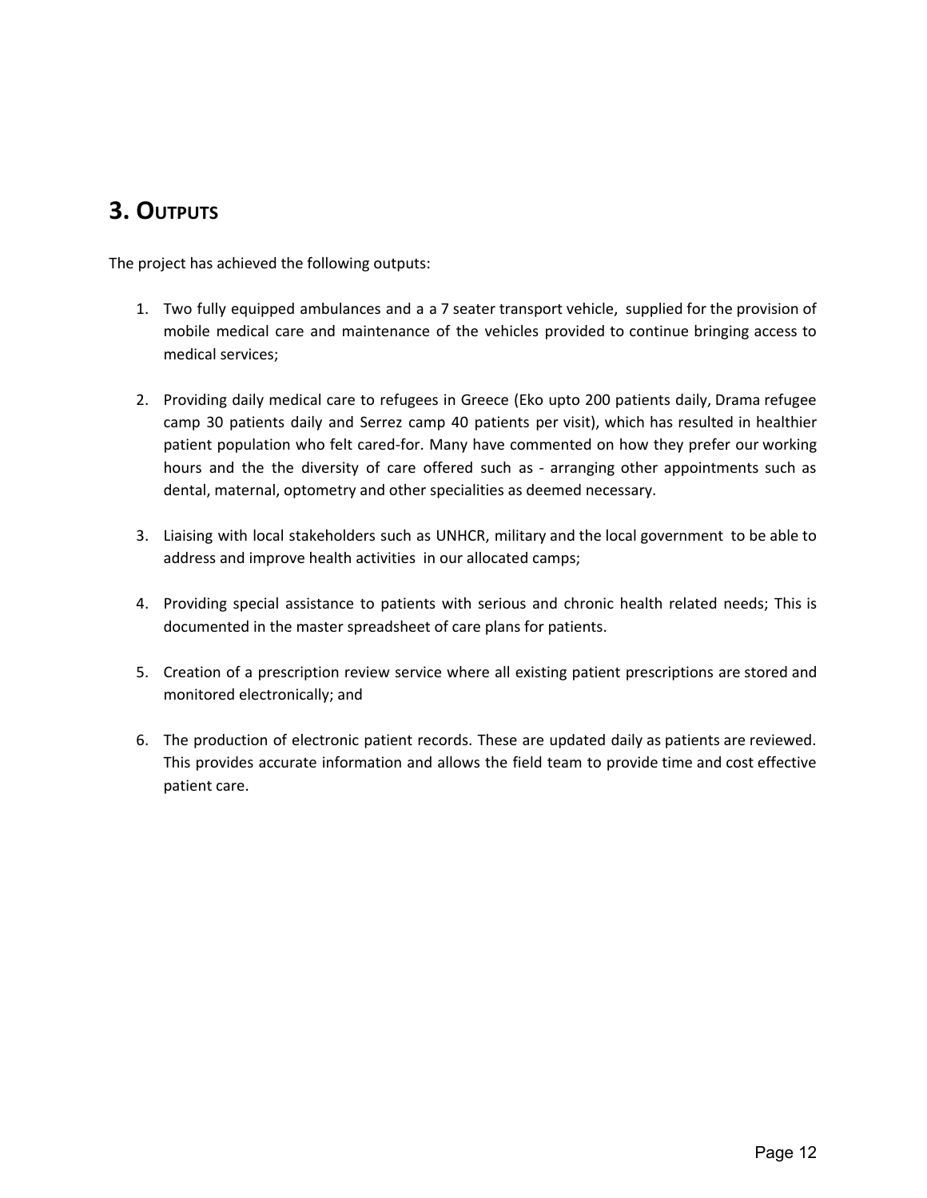## 3. Outputs

The project has achieved the following outputs:

1. Two fully equipped ambulances and a a 7 seater transport vehicle, supplied for the provision of mobile medical care and maintenance of the vehicles provided to continue bringing access to medical services;

2. Providing daily medical care to refugees in Greece (Eko upto 200 patients daily, Drama refugee camp 30 patients daily and Serrez camp 40 patients per visit), which has resulted in healthier patient population who felt cared-for. Many have commented on how they prefer our working hours and the the diversity of care offered such as - arranging other appointments such as dental, maternal, optometry and other specialities as deemed necessary.

3. Liaising with local stakeholders such as UNHCR, military and the local government to be able to address and improve health activities in our allocated camps;

4. Providing special assistance to patients with serious and chronic health related needs; This is documented in the master spreadsheet of care plans for patients.

5. Creation of a prescription review service where all existing patient prescriptions are stored and monitored electronically; and

6. The production of electronic patient records. These are updated daily as patients are reviewed. This provides accurate information and allows the field team to provide time and cost effective patient care.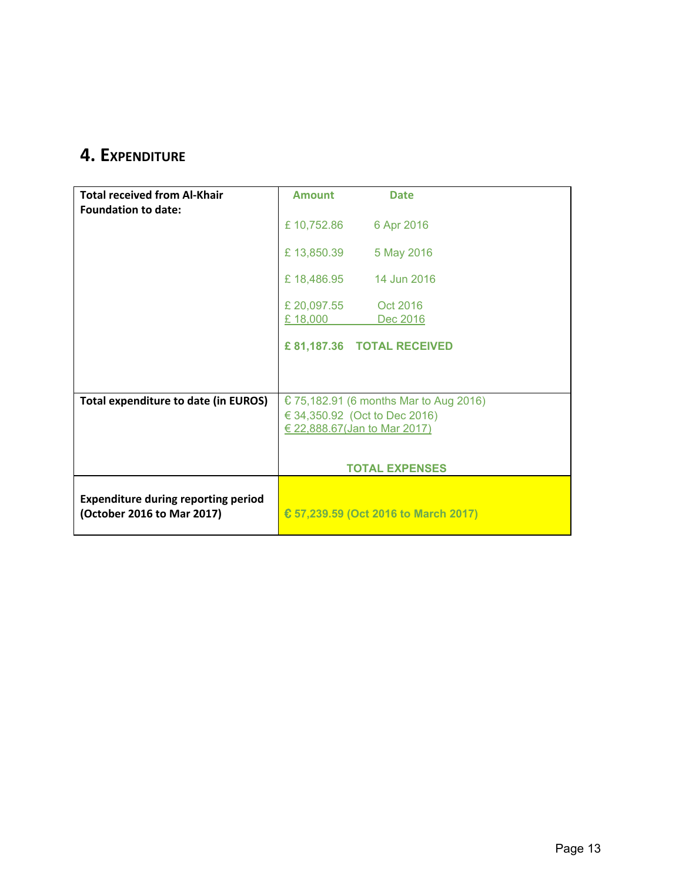## 4. Expenditure

| | |
|---|---|
| **Total received from Al-Khair Foundation to date:** | **Amount** **Date**<br>£ 10,752.86 6 Apr 2016<br>£ 13,850.39 5 May 2016<br>£ 18,486.95 14 Jun 2016<br>£ 20,097.55 Oct 2016<br>£ 18,000 Dec 2016<br>**£ 81,187.36 TOTAL RECEIVED** |
| **Total expenditure to date (in EUROS)** | € 75,182.91 (6 months Mar to Aug 2016)<br>€ 34,350.92 (Oct to Dec 2016)<br>€ 22,888.67(Jan to Mar 2017)<br>**TOTAL EXPENSES** |
| **Expenditure during reporting period (October 2016 to Mar 2017)** | **€ 57,239.59 (Oct 2016 to March 2017)** |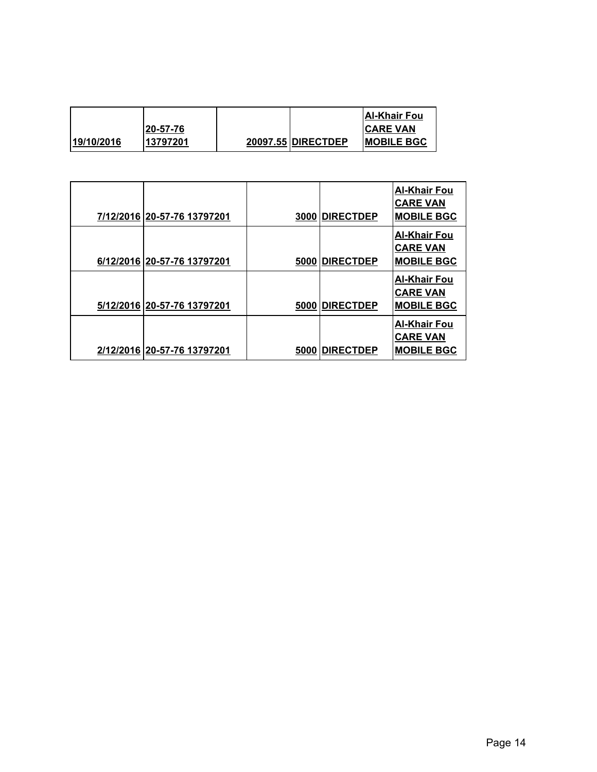| 19/10/2016 | 20-57-76 13797201 | | 20097.55 | DIRECTDEP | Al-Khair Fou CARE VAN MOBILE BGC |
|---|---|---|---|---|---|

| 7/12/2016 | 20-57-76 13797201 | 3000 | DIRECTDEP | Al-Khair Fou CARE VAN MOBILE BGC |
|---|---|---|---|---|
| 6/12/2016 | 20-57-76 13797201 | 5000 | DIRECTDEP | Al-Khair Fou CARE VAN MOBILE BGC |
| 5/12/2016 | 20-57-76 13797201 | 5000 | DIRECTDEP | Al-Khair Fou CARE VAN MOBILE BGC |
| 2/12/2016 | 20-57-76 13797201 | 5000 | DIRECTDEP | Al-Khair Fou CARE VAN MOBILE BGC |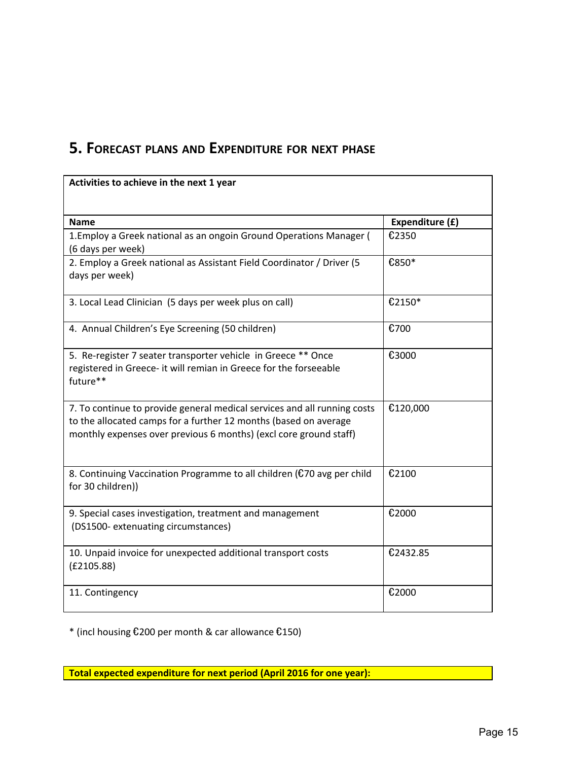## 5. Forecast plans and Expenditure for next phase

| Activities to achieve in the next 1 year | |
|---|---|
| **Name** | **Expenditure (£)** |
| 1.Employ a Greek national as an ongoin Ground Operations Manager ( (6 days per week) | €2350 |
| 2. Employ a Greek national as Assistant Field Coordinator / Driver (5 days per week) | €850* |
| 3. Local Lead Clinician (5 days per week plus on call) | €2150* |
| 4. Annual Children's Eye Screening (50 children) | €700 |
| 5. Re-register 7 seater transporter vehicle in Greece ** Once registered in Greece- it will remian in Greece for the forseeable future** | €3000 |
| 7. To continue to provide general medical services and all running costs to the allocated camps for a further 12 months (based on average monthly expenses over previous 6 months) (excl core ground staff) | €120,000 |
| 8. Continuing Vaccination Programme to all children (€70 avg per child for 30 children)) | €2100 |
| 9. Special cases investigation, treatment and management (DS1500- extenuating circumstances) | €2000 |
| 10. Unpaid invoice for unexpected additional transport costs (£2105.88) | €2432.85 |
| 11. Contingency | €2000 |

* (incl housing €200 per month & car allowance €150)

**Total expected expenditure for next period (April 2016 for one year):**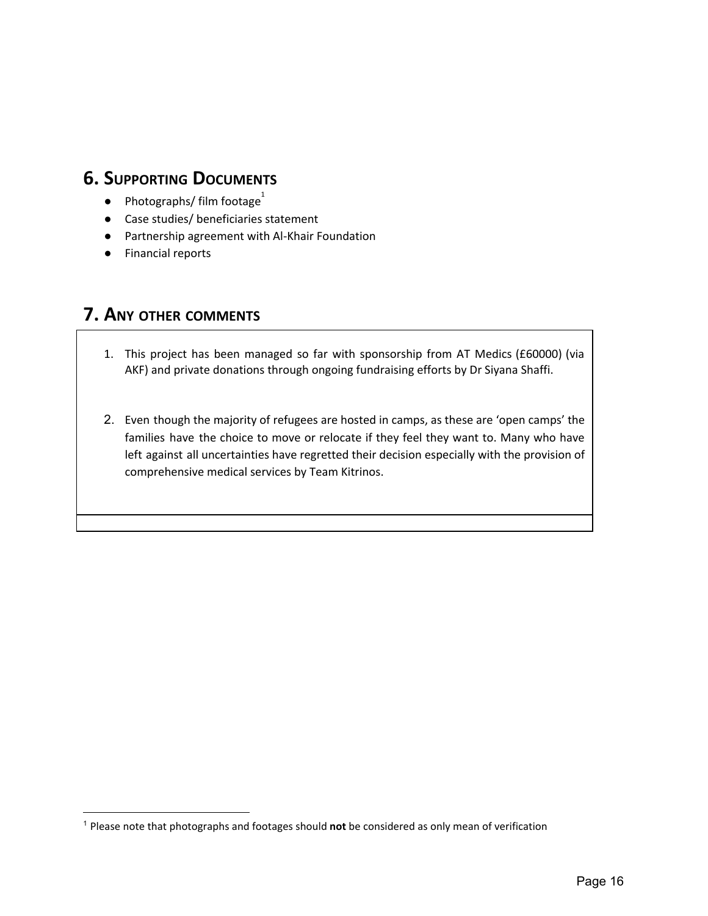## 6. Supporting Documents

- Photographs/ film footage[1]
- Case studies/ beneficiaries statement
- Partnership agreement with Al-Khair Foundation
- Financial reports

## 7. Any other comments

1. This project has been managed so far with sponsorship from AT Medics (£60000) (via AKF) and private donations through ongoing fundraising efforts by Dr Siyana Shaffi.

2. Even though the majority of refugees are hosted in camps, as these are 'open camps' the families have the choice to move or relocate if they feel they want to. Many who have left against all uncertainties have regretted their decision especially with the provision of comprehensive medical services by Team Kitrinos.

[1] Please note that photographs and footages should **not** be considered as only mean of verification